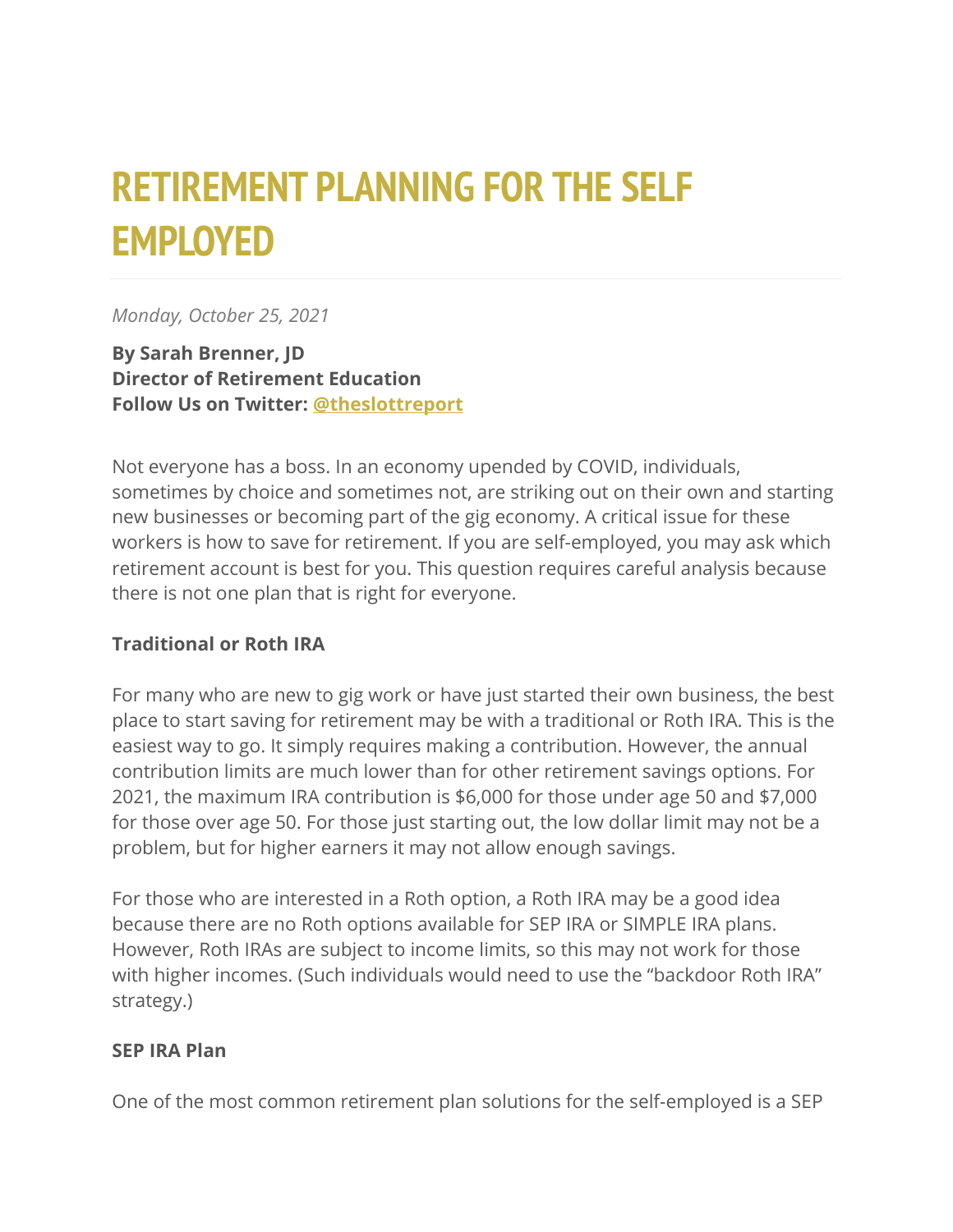# RETIREMENT PLANNING FOR THE SELF EMPLOYED

*Monday, October 25, 2021*

**By Sarah Brenner, JD**
**Director of Retirement Education**
**Follow Us on Twitter: @theslottreport**

Not everyone has a boss. In an economy upended by COVID, individuals, sometimes by choice and sometimes not, are striking out on their own and starting new businesses or becoming part of the gig economy. A critical issue for these workers is how to save for retirement. If you are self-employed, you may ask which retirement account is best for you. This question requires careful analysis because there is not one plan that is right for everyone.

**Traditional or Roth IRA**

For many who are new to gig work or have just started their own business, the best place to start saving for retirement may be with a traditional or Roth IRA. This is the easiest way to go. It simply requires making a contribution. However, the annual contribution limits are much lower than for other retirement savings options. For 2021, the maximum IRA contribution is $6,000 for those under age 50 and $7,000 for those over age 50. For those just starting out, the low dollar limit may not be a problem, but for higher earners it may not allow enough savings.

For those who are interested in a Roth option, a Roth IRA may be a good idea because there are no Roth options available for SEP IRA or SIMPLE IRA plans. However, Roth IRAs are subject to income limits, so this may not work for those with higher incomes. (Such individuals would need to use the "backdoor Roth IRA" strategy.)

**SEP IRA Plan**

One of the most common retirement plan solutions for the self-employed is a SEP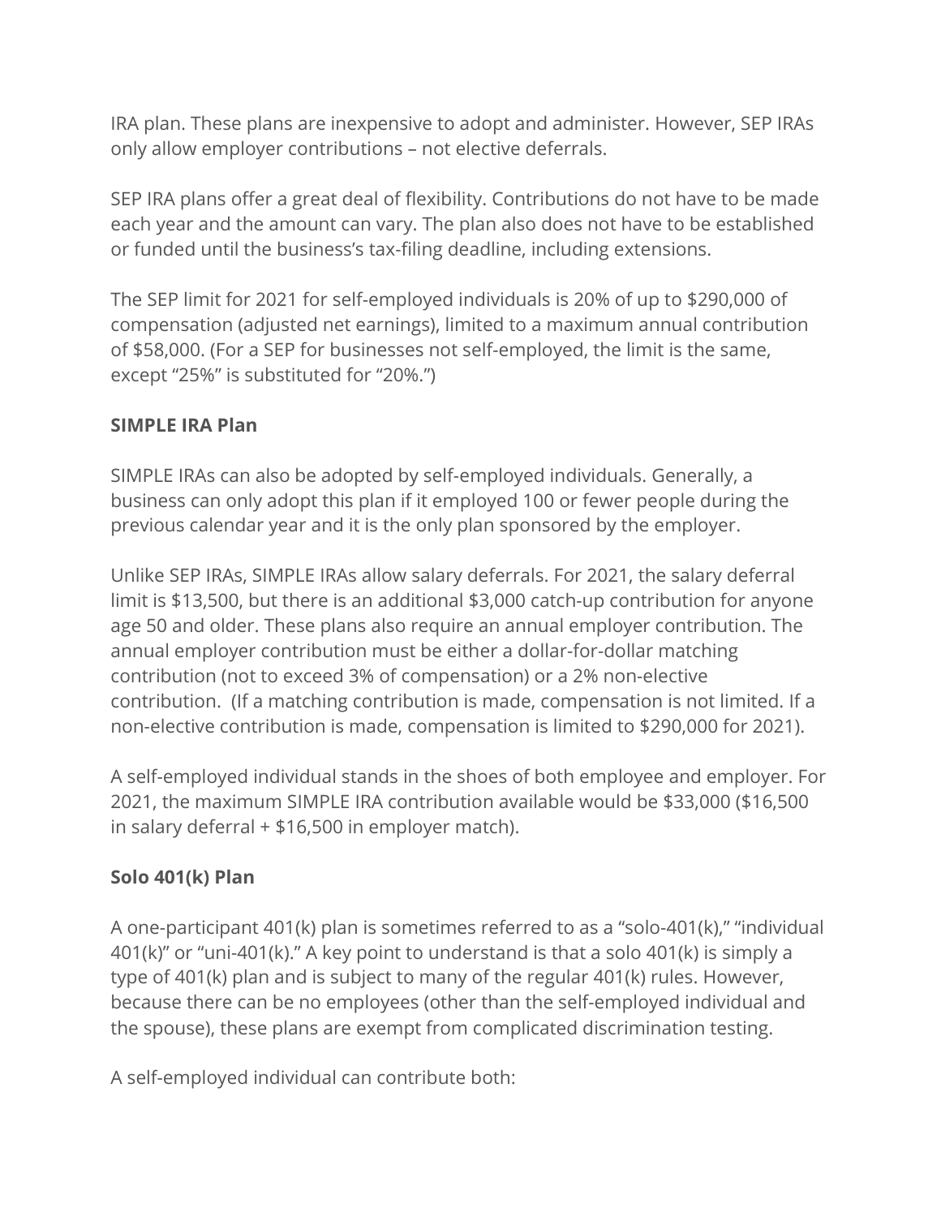IRA plan. These plans are inexpensive to adopt and administer. However, SEP IRAs only allow employer contributions – not elective deferrals.

SEP IRA plans offer a great deal of flexibility. Contributions do not have to be made each year and the amount can vary. The plan also does not have to be established or funded until the business's tax-filing deadline, including extensions.

The SEP limit for 2021 for self-employed individuals is 20% of up to $290,000 of compensation (adjusted net earnings), limited to a maximum annual contribution of $58,000. (For a SEP for businesses not self-employed, the limit is the same, except "25%" is substituted for "20%.")

**SIMPLE IRA Plan**

SIMPLE IRAs can also be adopted by self-employed individuals. Generally, a business can only adopt this plan if it employed 100 or fewer people during the previous calendar year and it is the only plan sponsored by the employer.

Unlike SEP IRAs, SIMPLE IRAs allow salary deferrals. For 2021, the salary deferral limit is $13,500, but there is an additional $3,000 catch-up contribution for anyone age 50 and older. These plans also require an annual employer contribution. The annual employer contribution must be either a dollar-for-dollar matching contribution (not to exceed 3% of compensation) or a 2% non-elective contribution. (If a matching contribution is made, compensation is not limited. If a non-elective contribution is made, compensation is limited to $290,000 for 2021).

A self-employed individual stands in the shoes of both employee and employer. For 2021, the maximum SIMPLE IRA contribution available would be $33,000 ($16,500 in salary deferral + $16,500 in employer match).

**Solo 401(k) Plan**

A one-participant 401(k) plan is sometimes referred to as a "solo-401(k)," "individual 401(k)" or "uni-401(k)." A key point to understand is that a solo 401(k) is simply a type of 401(k) plan and is subject to many of the regular 401(k) rules. However, because there can be no employees (other than the self-employed individual and the spouse), these plans are exempt from complicated discrimination testing.

A self-employed individual can contribute both: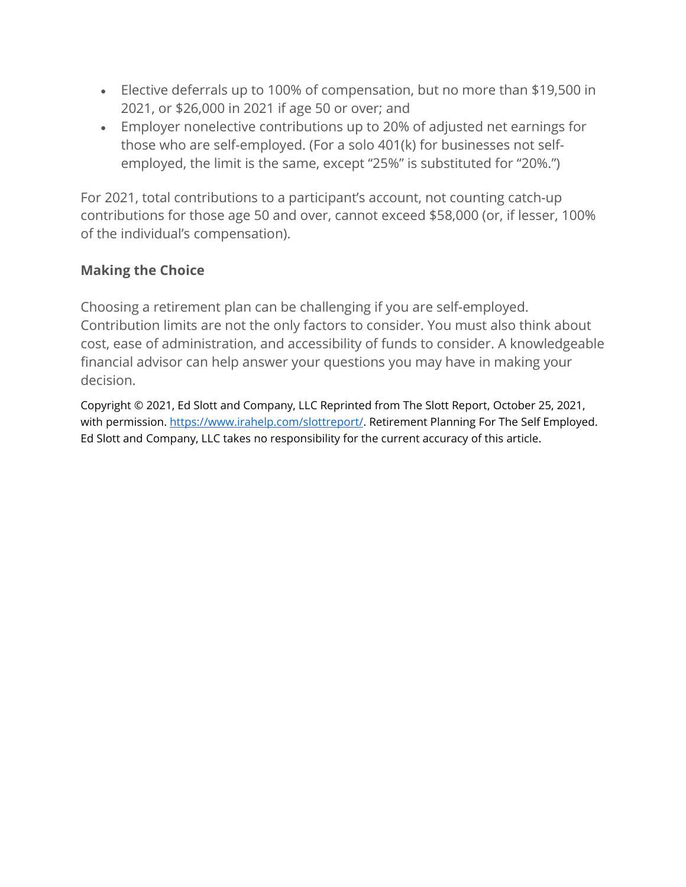- Elective deferrals up to 100% of compensation, but no more than $19,500 in 2021, or $26,000 in 2021 if age 50 or over; and
- Employer nonelective contributions up to 20% of adjusted net earnings for those who are self-employed. (For a solo 401(k) for businesses not self-employed, the limit is the same, except "25%" is substituted for "20%.")

For 2021, total contributions to a participant's account, not counting catch-up contributions for those age 50 and over, cannot exceed $58,000 (or, if lesser, 100% of the individual's compensation).

**Making the Choice**

Choosing a retirement plan can be challenging if you are self-employed. Contribution limits are not the only factors to consider. You must also think about cost, ease of administration, and accessibility of funds to consider. A knowledgeable financial advisor can help answer your questions you may have in making your decision.

Copyright © 2021, Ed Slott and Company, LLC Reprinted from The Slott Report, October 25, 2021, with permission. [https://www.irahelp.com/slottreport/](https://www.irahelp.com/slottreport/). Retirement Planning For The Self Employed. Ed Slott and Company, LLC takes no responsibility for the current accuracy of this article.